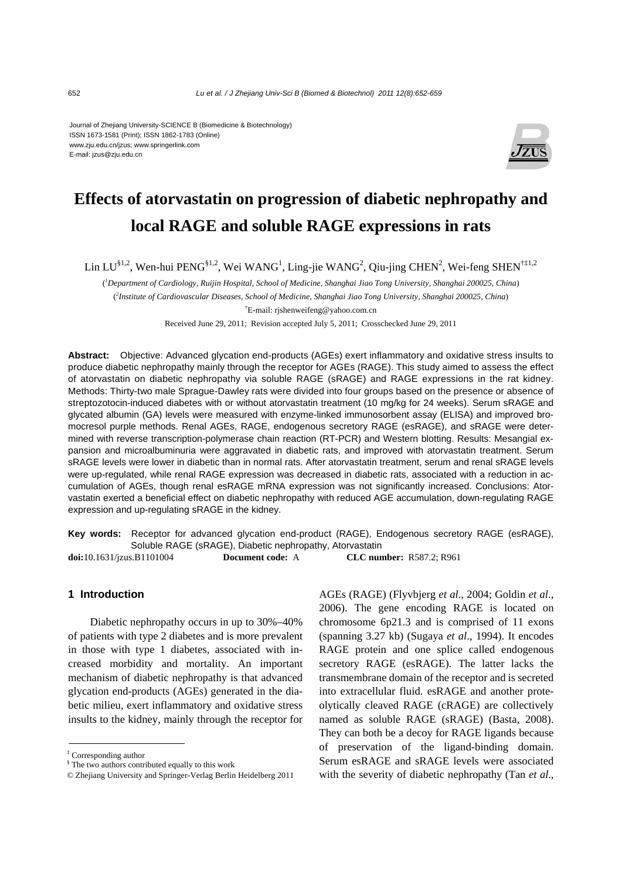Journal of Zhejiang University-SCIENCE B (Biomedicine & Biotechnology)
ISSN 1673-1581 (Print); ISSN 1862-1783 (Online)
www.zju.edu.cn/jzus; www.springerlink.com
E-mail: jzus@zju.edu.cn

# Effects of atorvastatin on progression of diabetic nephropathy and local RAGE and soluble RAGE expressions in rats

Lin LU[§1,2], Wen-hui PENG[§1,2], Wei WANG[1], Ling-jie WANG[2], Qiu-jing CHEN[2], Wei-feng SHEN[†‡1,2]

([1]*Department of Cardiology, Ruijin Hospital, School of Medicine, Shanghai Jiao Tong University, Shanghai 200025, China*)

([2]*Institute of Cardiovascular Diseases, School of Medicine, Shanghai Jiao Tong University, Shanghai 200025, China*)

[†]E-mail: rjshenweifeng@yahoo.com.cn

Received June 29, 2011; Revision accepted July 5, 2011; Crosschecked June 29, 2011

**Abstract:** Objective: Advanced glycation end-products (AGEs) exert inflammatory and oxidative stress insults to produce diabetic nephropathy mainly through the receptor for AGEs (RAGE). This study aimed to assess the effect of atorvastatin on diabetic nephropathy via soluble RAGE (sRAGE) and RAGE expressions in the rat kidney. Methods: Thirty-two male Sprague-Dawley rats were divided into four groups based on the presence or absence of streptozotocin-induced diabetes with or without atorvastatin treatment (10 mg/kg for 24 weeks). Serum sRAGE and glycated albumin (GA) levels were measured with enzyme-linked immunosorbent assay (ELISA) and improved bromocresol purple methods. Renal AGEs, RAGE, endogenous secretory RAGE (esRAGE), and sRAGE were determined with reverse transcription-polymerase chain reaction (RT-PCR) and Western blotting. Results: Mesangial expansion and microalbuminuria were aggravated in diabetic rats, and improved with atorvastatin treatment. Serum sRAGE levels were lower in diabetic than in normal rats. After atorvastatin treatment, serum and renal sRAGE levels were up-regulated, while renal RAGE expression was decreased in diabetic rats, associated with a reduction in accumulation of AGEs, though renal esRAGE mRNA expression was not significantly increased. Conclusions: Atorvastatin exerted a beneficial effect on diabetic nephropathy with reduced AGE accumulation, down-regulating RAGE expression and up-regulating sRAGE in the kidney.

**Key words:** Receptor for advanced glycation end-product (RAGE), Endogenous secretory RAGE (esRAGE), Soluble RAGE (sRAGE), Diabetic nephropathy, Atorvastatin

**doi:**10.1631/jzus.B1101004 **Document code:** A **CLC number:** R587.2; R961

## 1 Introduction

Diabetic nephropathy occurs in up to 30%–40% of patients with type 2 diabetes and is more prevalent in those with type 1 diabetes, associated with increased morbidity and mortality. An important mechanism of diabetic nephropathy is that advanced glycation end-products (AGEs) generated in the diabetic milieu, exert inflammatory and oxidative stress insults to the kidney, mainly through the receptor for AGEs (RAGE) (Flyvbjerg *et al*., 2004; Goldin *et al*., 2006). The gene encoding RAGE is located on chromosome 6p21.3 and is comprised of 11 exons (spanning 3.27 kb) (Sugaya *et al*., 1994). It encodes RAGE protein and one splice called endogenous secretory RAGE (esRAGE). The latter lacks the transmembrane domain of the receptor and is secreted into extracellular fluid. esRAGE and another proteolytically cleaved RAGE (cRAGE) are collectively named as soluble RAGE (sRAGE) (Basta, 2008). They can both be a decoy for RAGE ligands because of preservation of the ligand-binding domain. Serum esRAGE and sRAGE levels were associated with the severity of diabetic nephropathy (Tan *et al*.,

‡ Corresponding author

§ The two authors contributed equally to this work

© Zhejiang University and Springer-Verlag Berlin Heidelberg 2011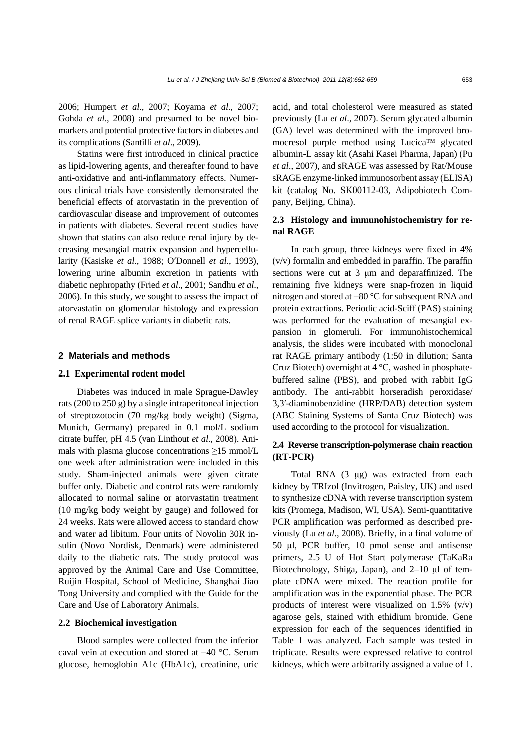2006; Humpert *et al*., 2007; Koyama *et al*., 2007; Gohda *et al*., 2008) and presumed to be novel biomarkers and potential protective factors in diabetes and its complications (Santilli *et al*., 2009).

Statins were first introduced in clinical practice as lipid-lowering agents, and thereafter found to have anti-oxidative and anti-inflammatory effects. Numerous clinical trials have consistently demonstrated the beneficial effects of atorvastatin in the prevention of cardiovascular disease and improvement of outcomes in patients with diabetes. Several recent studies have shown that statins can also reduce renal injury by decreasing mesangial matrix expansion and hypercellularity (Kasiske *et al*., 1988; O′Donnell *et al*., 1993), lowering urine albumin excretion in patients with diabetic nephropathy (Fried *et al*., 2001; Sandhu *et al*., 2006). In this study, we sought to assess the impact of atorvastatin on glomerular histology and expression of renal RAGE splice variants in diabetic rats.

## 2 Materials and methods

### 2.1 Experimental rodent model

Diabetes was induced in male Sprague-Dawley rats (200 to 250 g) by a single intraperitoneal injection of streptozotocin (70 mg/kg body weight) (Sigma, Munich, Germany) prepared in 0.1 mol/L sodium citrate buffer, pH 4.5 (van Linthout *et al*., 2008). Animals with plasma glucose concentrations ≥15 mmol/L one week after administration were included in this study. Sham-injected animals were given citrate buffer only. Diabetic and control rats were randomly allocated to normal saline or atorvastatin treatment (10 mg/kg body weight by gauge) and followed for 24 weeks. Rats were allowed access to standard chow and water ad libitum. Four units of Novolin 30R insulin (Novo Nordisk, Denmark) were administered daily to the diabetic rats. The study protocol was approved by the Animal Care and Use Committee, Ruijin Hospital, School of Medicine, Shanghai Jiao Tong University and complied with the Guide for the Care and Use of Laboratory Animals.

### 2.2 Biochemical investigation

Blood samples were collected from the inferior caval vein at execution and stored at −40 °C. Serum glucose, hemoglobin A1c (HbA1c), creatinine, uric acid, and total cholesterol were measured as stated previously (Lu *et al*., 2007). Serum glycated albumin (GA) level was determined with the improved bromocresol purple method using Lucica™ glycated albumin-L assay kit (Asahi Kasei Pharma, Japan) (Pu *et al*., 2007), and sRAGE was assessed by Rat/Mouse sRAGE enzyme-linked immunosorbent assay (ELISA) kit (catalog No. SK00112-03, Adipobiotech Company, Beijing, China).

### 2.3 Histology and immunohistochemistry for renal RAGE

In each group, three kidneys were fixed in 4% (v/v) formalin and embedded in paraffin. The paraffin sections were cut at 3 μm and deparaffinized. The remaining five kidneys were snap-frozen in liquid nitrogen and stored at −80 °C for subsequent RNA and protein extractions. Periodic acid-Sciff (PAS) staining was performed for the evaluation of mesangial expansion in glomeruli. For immunohistochemical analysis, the slides were incubated with monoclonal rat RAGE primary antibody (1:50 in dilution; Santa Cruz Biotech) overnight at 4 °C, washed in phosphate-buffered saline (PBS), and probed with rabbit IgG antibody. The anti-rabbit horseradish peroxidase/ 3,3′-diaminobenzidine (HRP/DAB) detection system (ABC Staining Systems of Santa Cruz Biotech) was used according to the protocol for visualization.

### 2.4 Reverse transcription-polymerase chain reaction (RT-PCR)

Total RNA (3 μg) was extracted from each kidney by TRIzol (Invitrogen, Paisley, UK) and used to synthesize cDNA with reverse transcription system kits (Promega, Madison, WI, USA). Semi-quantitative PCR amplification was performed as described previously (Lu *et al*., 2008). Briefly, in a final volume of 50 μl, PCR buffer, 10 pmol sense and antisense primers, 2.5 U of Hot Start polymerase (TaKaRa Biotechnology, Shiga, Japan), and 2–10 μl of template cDNA were mixed. The reaction profile for amplification was in the exponential phase. The PCR products of interest were visualized on 1.5% (v/v) agarose gels, stained with ethidium bromide. Gene expression for each of the sequences identified in Table 1 was analyzed. Each sample was tested in triplicate. Results were expressed relative to control kidneys, which were arbitrarily assigned a value of 1.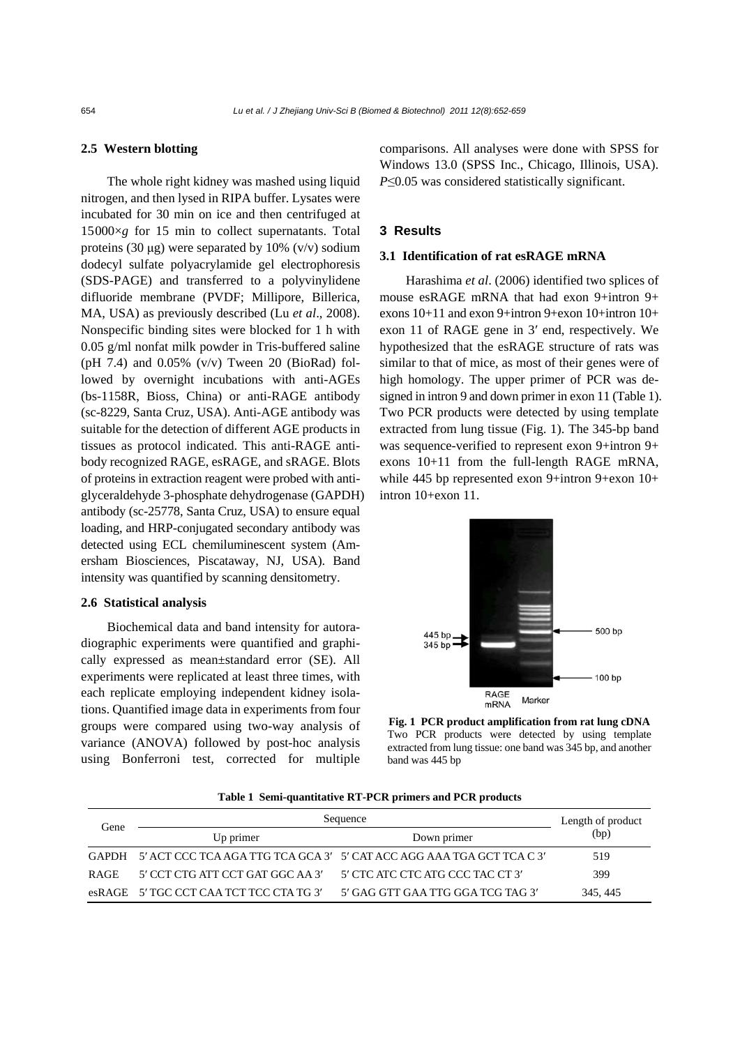### 2.5 Western blotting

The whole right kidney was mashed using liquid nitrogen, and then lysed in RIPA buffer. Lysates were incubated for 30 min on ice and then centrifuged at 15000×*g* for 15 min to collect supernatants. Total proteins (30 μg) were separated by 10% (v/v) sodium dodecyl sulfate polyacrylamide gel electrophoresis (SDS-PAGE) and transferred to a polyvinylidene difluoride membrane (PVDF; Millipore, Billerica, MA, USA) as previously described (Lu *et al*., 2008). Nonspecific binding sites were blocked for 1 h with 0.05 g/ml nonfat milk powder in Tris-buffered saline (pH 7.4) and 0.05% (v/v) Tween 20 (BioRad) followed by overnight incubations with anti-AGEs (bs-1158R, Bioss, China) or anti-RAGE antibody (sc-8229, Santa Cruz, USA). Anti-AGE antibody was suitable for the detection of different AGE products in tissues as protocol indicated. This anti-RAGE antibody recognized RAGE, esRAGE, and sRAGE. Blots of proteins in extraction reagent were probed with anti-glyceraldehyde 3-phosphate dehydrogenase (GAPDH) antibody (sc-25778, Santa Cruz, USA) to ensure equal loading, and HRP-conjugated secondary antibody was detected using ECL chemiluminescent system (Amersham Biosciences, Piscataway, NJ, USA). Band intensity was quantified by scanning densitometry.

### 2.6 Statistical analysis

Biochemical data and band intensity for autoradiographic experiments were quantified and graphically expressed as mean±standard error (SE). All experiments were replicated at least three times, with each replicate employing independent kidney isolations. Quantified image data in experiments from four groups were compared using two-way analysis of variance (ANOVA) followed by post-hoc analysis using Bonferroni test, corrected for multiple comparisons. All analyses were done with SPSS for Windows 13.0 (SPSS Inc., Chicago, Illinois, USA). $P \leq 0.05$ was considered statistically significant.

## 3 Results

### 3.1 Identification of rat esRAGE mRNA

Harashima *et al*. (2006) identified two splices of mouse esRAGE mRNA that had exon 9+intron 9+ exons 10+11 and exon 9+intron 9+exon 10+intron 10+ exon 11 of RAGE gene in 3′ end, respectively. We hypothesized that the esRAGE structure of rats was similar to that of mice, as most of their genes were of high homology. The upper primer of PCR was designed in intron 9 and down primer in exon 11 (Table 1). Two PCR products were detected by using template extracted from lung tissue (Fig. 1). The 345-bp band was sequence-verified to represent exon 9+intron 9+ exons 10+11 from the full-length RAGE mRNA, while 445 bp represented exon 9+intron 9+exon 10+ intron 10+exon 11.

**Fig. 1 PCR product amplification from rat lung cDNA**
Two PCR products were detected by using template extracted from lung tissue: one band was 345 bp, and another band was 445 bp

**Table 1 Semi-quantitative RT-PCR primers and PCR products**

| Gene | Sequence | | Length of product (bp) |
|---|---|---|---|
| | Up primer | Down primer | |
| GAPDH | 5′ ACT CCC TCA AGA TTG TCA GCA 3′ | 5′ CAT ACC AGG AAA TGA GCT TCA C 3′ | 519 |
| RAGE | 5′ CCT CTG ATT CCT GAT GGC AA 3′ | 5′ CTC ATC CTC ATG CCC TAC CT 3′ | 399 |
| esRAGE | 5′ TGC CCT CAA TCT TCC CTA TG 3′ | 5′ GAG GTT GAA TTG GGA TCG TAG 3′ | 345, 445 |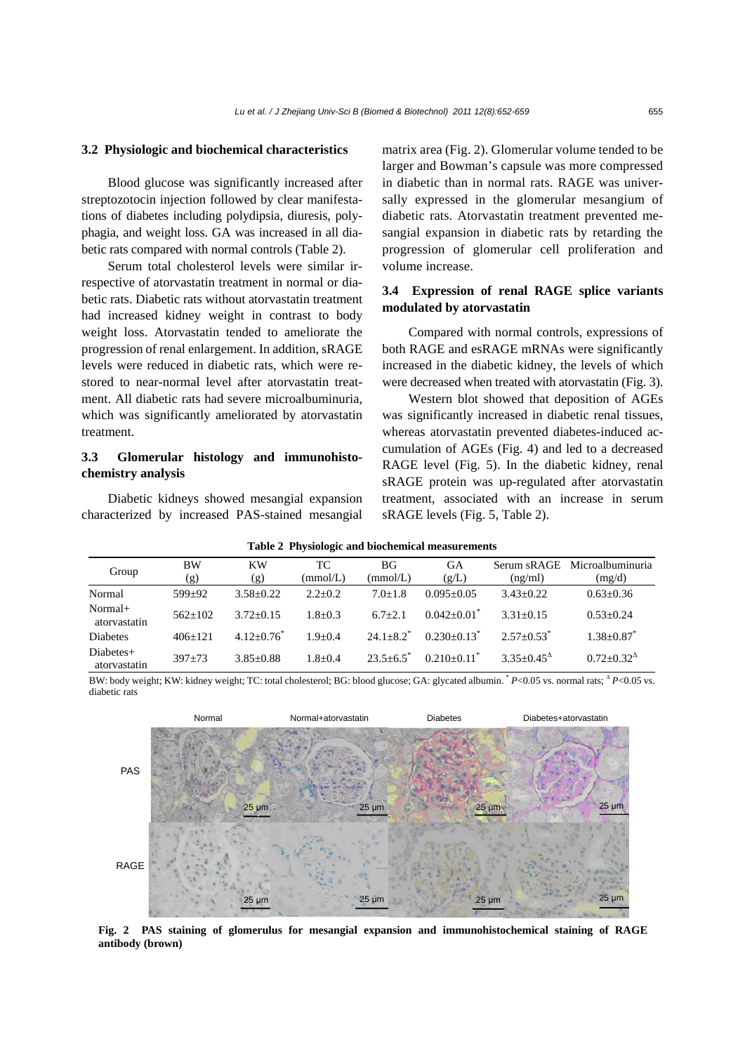### 3.2 Physiologic and biochemical characteristics

Blood glucose was significantly increased after streptozotocin injection followed by clear manifestations of diabetes including polydipsia, diuresis, polyphagia, and weight loss. GA was increased in all diabetic rats compared with normal controls (Table 2).

Serum total cholesterol levels were similar irrespective of atorvastatin treatment in normal or diabetic rats. Diabetic rats without atorvastatin treatment had increased kidney weight in contrast to body weight loss. Atorvastatin tended to ameliorate the progression of renal enlargement. In addition, sRAGE levels were reduced in diabetic rats, which were restored to near-normal level after atorvastatin treatment. All diabetic rats had severe microalbuminuria, which was significantly ameliorated by atorvastatin treatment.

### 3.3 Glomerular histology and immunohistochemistry analysis

Diabetic kidneys showed mesangial expansion characterized by increased PAS-stained mesangial matrix area (Fig. 2). Glomerular volume tended to be larger and Bowman's capsule was more compressed in diabetic than in normal rats. RAGE was universally expressed in the glomerular mesangium of diabetic rats. Atorvastatin treatment prevented mesangial expansion in diabetic rats by retarding the progression of glomerular cell proliferation and volume increase.

### 3.4 Expression of renal RAGE splice variants modulated by atorvastatin

Compared with normal controls, expressions of both RAGE and esRAGE mRNAs were significantly increased in the diabetic kidney, the levels of which were decreased when treated with atorvastatin (Fig. 3).

Western blot showed that deposition of AGEs was significantly increased in diabetic renal tissues, whereas atorvastatin prevented diabetes-induced accumulation of AGEs (Fig. 4) and led to a decreased RAGE level (Fig. 5). In the diabetic kidney, renal sRAGE protein was up-regulated after atorvastatin treatment, associated with an increase in serum sRAGE levels (Fig. 5, Table 2).

**Table 2 Physiologic and biochemical measurements**

| Group | BW (g) | KW (g) | TC (mmol/L) | BG (mmol/L) | GA (g/L) | Serum sRAGE (ng/ml) | Microalbuminuria (mg/d) |
|---|---|---|---|---|---|---|---|
| Normal | 599±92 | 3.58±0.22 | 2.2±0.2 | 7.0±1.8 | 0.095±0.05 | 3.43±0.22 | 0.63±0.36 |
| Normal+ atorvastatin | 562±102 | 3.72±0.15 | 1.8±0.3 | 6.7±2.1 | 0.042±0.01* | 3.31±0.15 | 0.53±0.24 |
| Diabetes | 406±121 | 4.12±0.76* | 1.9±0.4 | 24.1±8.2* | 0.230±0.13* | 2.57±0.53* | 1.38±0.87* |
| Diabetes+ atorvastatin | 397±73 | 3.85±0.88 | 1.8±0.4 | 23.5±6.5* | 0.210±0.11* | 3.35±0.45$^{\Delta}$ | 0.72±0.32$^{\Delta}$ |

BW: body weight; KW: kidney weight; TC: total cholesterol; BG: blood glucose; GA: glycated albumin. * $P<0.05$ vs. normal rats; $^{\Delta}$ $P<0.05$ vs. diabetic rats

**Fig. 2 PAS staining of glomerulus for mesangial expansion and immunohistochemical staining of RAGE antibody (brown)**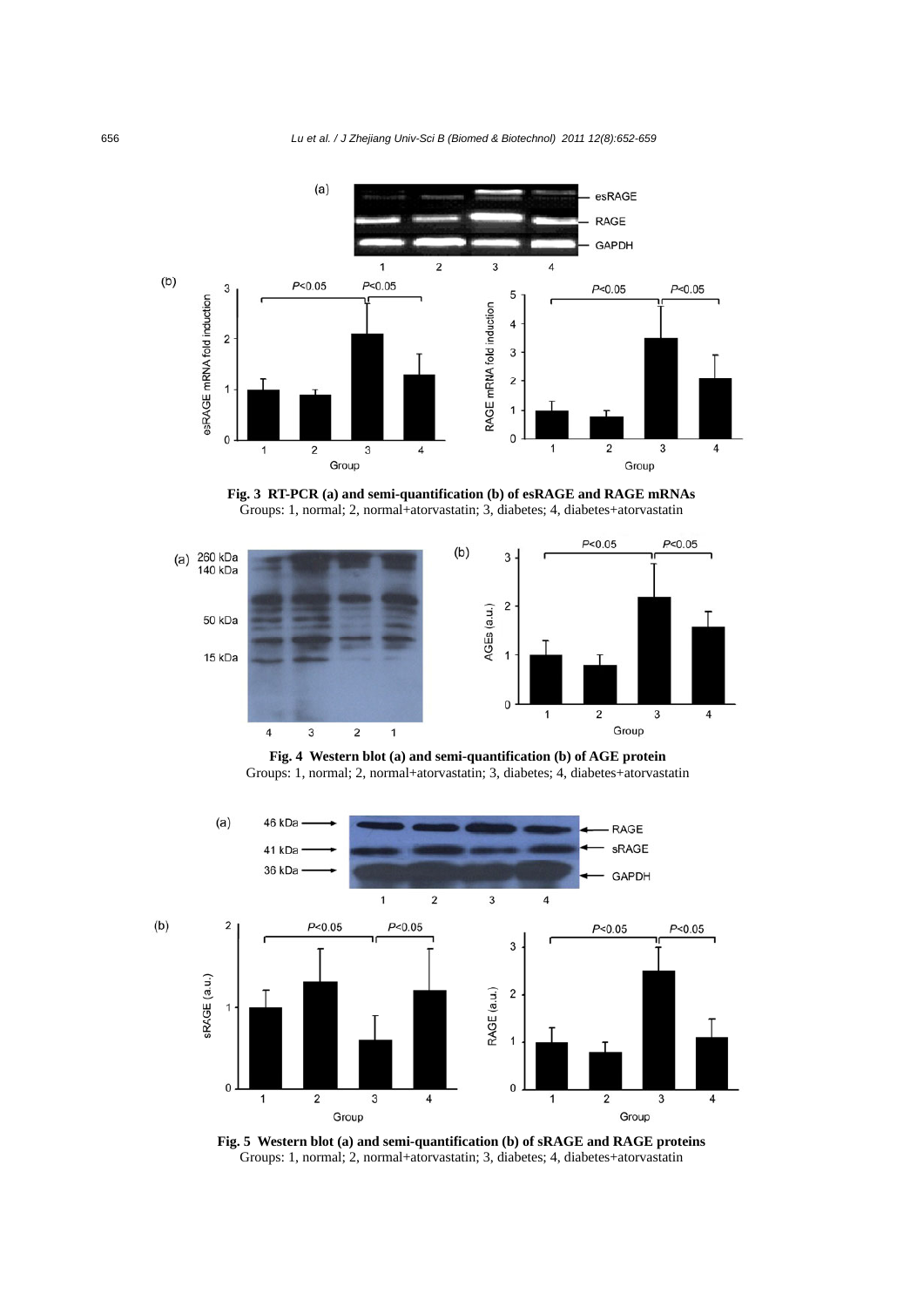Fig. 3 RT-PCR (a) and semi-quantification (b) of esRAGE and RAGE mRNAs

Groups: 1, normal; 2, normal+atorvastatin; 3, diabetes; 4, diabetes+atorvastatin

Fig. 4 Western blot (a) and semi-quantification (b) of AGE protein

Groups: 1, normal; 2, normal+atorvastatin; 3, diabetes; 4, diabetes+atorvastatin

Fig. 5 Western blot (a) and semi-quantification (b) of sRAGE and RAGE proteins

Groups: 1, normal; 2, normal+atorvastatin; 3, diabetes; 4, diabetes+atorvastatin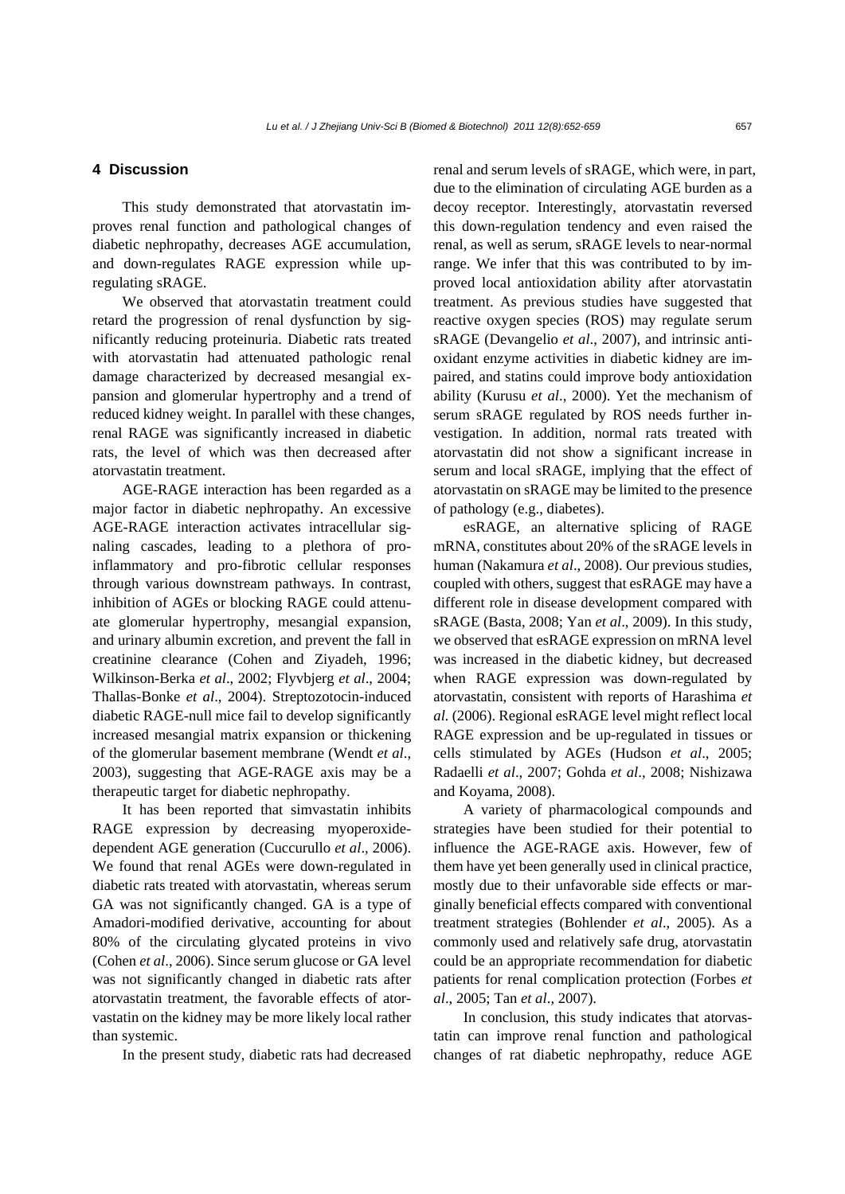## 4 Discussion

This study demonstrated that atorvastatin improves renal function and pathological changes of diabetic nephropathy, decreases AGE accumulation, and down-regulates RAGE expression while up-regulating sRAGE.

We observed that atorvastatin treatment could retard the progression of renal dysfunction by significantly reducing proteinuria. Diabetic rats treated with atorvastatin had attenuated pathologic renal damage characterized by decreased mesangial expansion and glomerular hypertrophy and a trend of reduced kidney weight. In parallel with these changes, renal RAGE was significantly increased in diabetic rats, the level of which was then decreased after atorvastatin treatment.

AGE-RAGE interaction has been regarded as a major factor in diabetic nephropathy. An excessive AGE-RAGE interaction activates intracellular signaling cascades, leading to a plethora of pro-inflammatory and pro-fibrotic cellular responses through various downstream pathways. In contrast, inhibition of AGEs or blocking RAGE could attenuate glomerular hypertrophy, mesangial expansion, and urinary albumin excretion, and prevent the fall in creatinine clearance (Cohen and Ziyadeh, 1996; Wilkinson-Berka *et al*., 2002; Flyvbjerg *et al*., 2004; Thallas-Bonke *et al*., 2004). Streptozotocin-induced diabetic RAGE-null mice fail to develop significantly increased mesangial matrix expansion or thickening of the glomerular basement membrane (Wendt *et al*., 2003), suggesting that AGE-RAGE axis may be a therapeutic target for diabetic nephropathy.

It has been reported that simvastatin inhibits RAGE expression by decreasing myoperoxide-dependent AGE generation (Cuccurullo *et al*., 2006). We found that renal AGEs were down-regulated in diabetic rats treated with atorvastatin, whereas serum GA was not significantly changed. GA is a type of Amadori-modified derivative, accounting for about 80% of the circulating glycated proteins in vivo (Cohen *et al*., 2006). Since serum glucose or GA level was not significantly changed in diabetic rats after atorvastatin treatment, the favorable effects of atorvastatin on the kidney may be more likely local rather than systemic.

In the present study, diabetic rats had decreased renal and serum levels of sRAGE, which were, in part, due to the elimination of circulating AGE burden as a decoy receptor. Interestingly, atorvastatin reversed this down-regulation tendency and even raised the renal, as well as serum, sRAGE levels to near-normal range. We infer that this was contributed to by improved local antioxidation ability after atorvastatin treatment. As previous studies have suggested that reactive oxygen species (ROS) may regulate serum sRAGE (Devangelio *et al*., 2007), and intrinsic antioxidant enzyme activities in diabetic kidney are impaired, and statins could improve body antioxidation ability (Kurusu *et al*., 2000). Yet the mechanism of serum sRAGE regulated by ROS needs further investigation. In addition, normal rats treated with atorvastatin did not show a significant increase in serum and local sRAGE, implying that the effect of atorvastatin on sRAGE may be limited to the presence of pathology (e.g., diabetes).

esRAGE, an alternative splicing of RAGE mRNA, constitutes about 20% of the sRAGE levels in human (Nakamura *et al*., 2008). Our previous studies, coupled with others, suggest that esRAGE may have a different role in disease development compared with sRAGE (Basta, 2008; Yan *et al*., 2009). In this study, we observed that esRAGE expression on mRNA level was increased in the diabetic kidney, but decreased when RAGE expression was down-regulated by atorvastatin, consistent with reports of Harashima *et al.* (2006). Regional esRAGE level might reflect local RAGE expression and be up-regulated in tissues or cells stimulated by AGEs (Hudson *et al*., 2005; Radaelli *et al*., 2007; Gohda *et al*., 2008; Nishizawa and Koyama, 2008).

A variety of pharmacological compounds and strategies have been studied for their potential to influence the AGE-RAGE axis. However, few of them have yet been generally used in clinical practice, mostly due to their unfavorable side effects or marginally beneficial effects compared with conventional treatment strategies (Bohlender *et al*., 2005). As a commonly used and relatively safe drug, atorvastatin could be an appropriate recommendation for diabetic patients for renal complication protection (Forbes *et al*., 2005; Tan *et al*., 2007).

In conclusion, this study indicates that atorvastatin can improve renal function and pathological changes of rat diabetic nephropathy, reduce AGE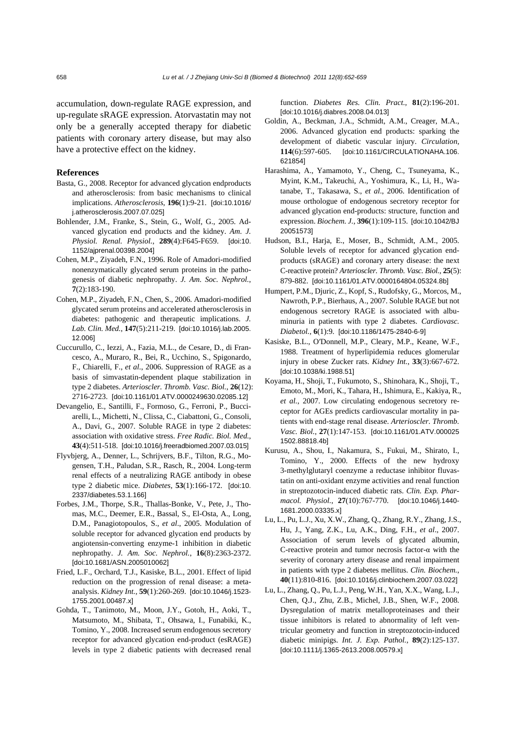accumulation, down-regulate RAGE expression, and up-regulate sRAGE expression. Atorvastatin may not only be a generally accepted therapy for diabetic patients with coronary artery disease, but may also have a protective effect on the kidney.

## References

Basta, G., 2008. Receptor for advanced glycation endproducts and atherosclerosis: from basic mechanisms to clinical implications. *Atherosclerosis*, **196**(1):9-21. [doi:10.1016/j.atherosclerosis.2007.07.025]

Bohlender, J.M., Franke, S., Stein, G., Wolf, G., 2005. Advanced glycation end products and the kidney. *Am. J. Physiol. Renal. Physiol.*, **289**(4):F645-F659. [doi:10.1152/ajprenal.00398.2004]

Cohen, M.P., Ziyadeh, F.N., 1996. Role of Amadori-modified nonenzymatically glycated serum proteins in the pathogenesis of diabetic nephropathy. *J. Am. Soc. Nephrol.*, **7**(2):183-190.

Cohen, M.P., Ziyadeh, F.N., Chen, S., 2006. Amadori-modified glycated serum proteins and accelerated atherosclerosis in diabetes: pathogenic and therapeutic implications. *J. Lab. Clin. Med.*, **147**(5):211-219. [doi:10.1016/j.lab.2005.12.006]

Cuccurullo, C., Iezzi, A., Fazia, M.L., de Cesare, D., di Francesco, A., Muraro, R., Bei, R., Ucchino, S., Spigonardo, F., Chiarelli, F., *et al*., 2006. Suppression of RAGE as a basis of simvastatin-dependent plaque stabilization in type 2 diabetes. *Arterioscler. Thromb. Vasc. Biol.*, **26**(12):2716-2723. [doi:10.1161/01.ATV.0000249630.02085.12]

Devangelio, E., Santilli, F., Formoso, G., Ferroni, P., Bucciarelli, L., Michetti, N., Clissa, C., Ciabattoni, G., Consoli, A., Davi, G., 2007. Soluble RAGE in type 2 diabetes: association with oxidative stress. *Free Radic. Biol. Med.*, **43**(4):511-518. [doi:10.1016/j.freeradbiomed.2007.03.015]

Flyvbjerg, A., Denner, L., Schrijvers, B.F., Tilton, R.G., Mogensen, T.H., Paludan, S.R., Rasch, R., 2004. Long-term renal effects of a neutralizing RAGE antibody in obese type 2 diabetic mice. *Diabetes*, **53**(1):166-172. [doi:10.2337/diabetes.53.1.166]

Forbes, J.M., Thorpe, S.R., Thallas-Bonke, V., Pete, J., Thomas, M.C., Deemer, E.R., Bassal, S., El-Osta, A., Long, D.M., Panagiotopoulos, S., *et al*., 2005. Modulation of soluble receptor for advanced glycation end products by angiotensin-converting enzyme-1 inhibition in diabetic nephropathy. *J. Am. Soc. Nephrol.*, **16**(8):2363-2372. [doi:10.1681/ASN.2005010062]

Fried, L.F., Orchard, T.J., Kasiske, B.L., 2001. Effect of lipid reduction on the progression of renal disease: a meta-analysis. *Kidney Int.*, **59**(1):260-269. [doi:10.1046/j.1523-1755.2001.00487.x]

Gohda, T., Tanimoto, M., Moon, J.Y., Gotoh, H., Aoki, T., Matsumoto, M., Shibata, T., Ohsawa, I., Funabiki, K., Tomino, Y., 2008. Increased serum endogenous secretory receptor for advanced glycation end-product (esRAGE) levels in type 2 diabetic patients with decreased renal function. *Diabetes Res. Clin. Pract.*, **81**(2):196-201. [doi:10.1016/j.diabres.2008.04.013]

Goldin, A., Beckman, J.A., Schmidt, A.M., Creager, M.A., 2006. Advanced glycation end products: sparking the development of diabetic vascular injury. *Circulation*, **114**(6):597-605. [doi:10.1161/CIRCULATIONAHA.106.621854]

Harashima, A., Yamamoto, Y., Cheng, C., Tsuneyama, K., Myint, K.M., Takeuchi, A., Yoshimura, K., Li, H., Watanabe, T., Takasawa, S., *et al*., 2006. Identification of mouse orthologue of endogenous secretory receptor for advanced glycation end-products: structure, function and expression. *Biochem. J.*, **396**(1):109-115. [doi:10.1042/BJ20051573]

Hudson, B.I., Harja, E., Moser, B., Schmidt, A.M., 2005. Soluble levels of receptor for advanced glycation endproducts (sRAGE) and coronary artery disease: the next C-reactive protein? *Arterioscler. Thromb. Vasc. Biol.*, **25**(5):879-882. [doi:10.1161/01.ATV.0000164804.05324.8b]

Humpert, P.M., Djuric, Z., Kopf, S., Rudofsky, G., Morcos, M., Nawroth, P.P., Bierhaus, A., 2007. Soluble RAGE but not endogenous secretory RAGE is associated with albuminuria in patients with type 2 diabetes. *Cardiovasc. Diabetol.*, **6**(1):9. [doi:10.1186/1475-2840-6-9]

Kasiske, B.L., O'Donnell, M.P., Cleary, M.P., Keane, W.F., 1988. Treatment of hyperlipidemia reduces glomerular injury in obese Zucker rats. *Kidney Int.*, **33**(3):667-672. [doi:10.1038/ki.1988.51]

Koyama, H., Shoji, T., Fukumoto, S., Shinohara, K., Shoji, T., Emoto, M., Mori, K., Tahara, H., Ishimura, E., Kakiya, R., *et al.*, 2007. Low circulating endogenous secretory receptor for AGEs predicts cardiovascular mortality in patients with end-stage renal disease. *Arterioscler. Thromb. Vasc. Biol.*, **27**(1):147-153. [doi:10.1161/01.ATV.0000251502.88818.4b]

Kurusu, A., Shou, I., Nakamura, S., Fukui, M., Shirato, I., Tomino, Y., 2000. Effects of the new hydroxy 3-methylglutaryl coenzyme a reductase inhibitor fluvastatin on anti-oxidant enzyme activities and renal function in streptozotocin-induced diabetic rats. *Clin. Exp. Pharmacol. Physiol.*, **27**(10):767-770. [doi:10.1046/j.1440-1681.2000.03335.x]

Lu, L., Pu, L.J., Xu, X.W., Zhang, Q., Zhang, R.Y., Zhang, J.S., Hu, J., Yang, Z.K., Lu, A.K., Ding, F.H., *et al*., 2007. Association of serum levels of glycated albumin, C-reactive protein and tumor necrosis factor-α with the severity of coronary artery disease and renal impairment in patients with type 2 diabetes mellitus. *Clin. Biochem.*, **40**(11):810-816. [doi:10.1016/j.clinbiochem.2007.03.022]

Lu, L., Zhang, Q., Pu, L.J., Peng, W.H., Yan, X.X., Wang, L.J., Chen, Q.J., Zhu, Z.B., Michel, J.B., Shen, W.F., 2008. Dysregulation of matrix metalloproteinases and their tissue inhibitors is related to abnormality of left ventricular geometry and function in streptozotocin-induced diabetic minipigs. *Int. J. Exp. Pathol.*, **89**(2):125-137. [doi:10.1111/j.1365-2613.2008.00579.x]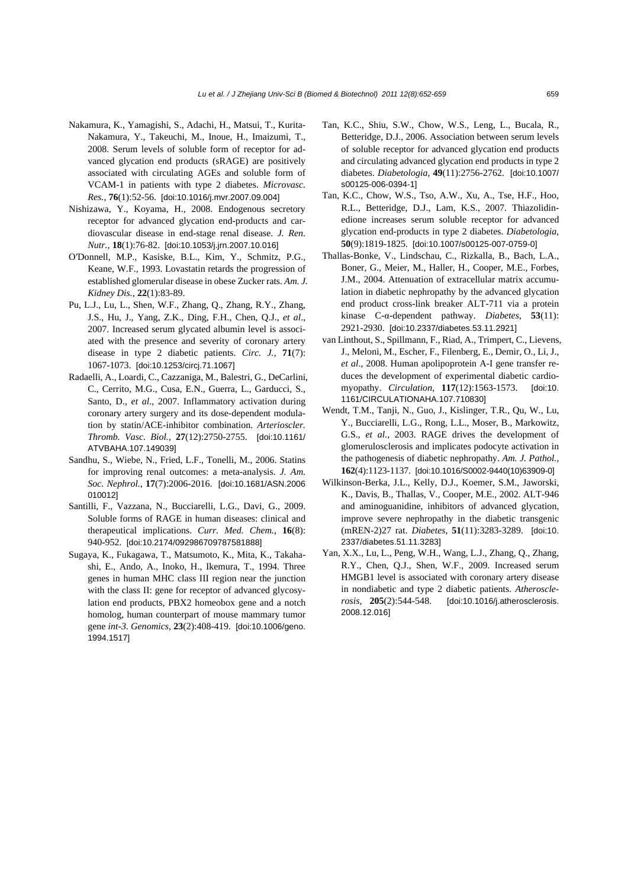Nakamura, K., Yamagishi, S., Adachi, H., Matsui, T., Kurita-Nakamura, Y., Takeuchi, M., Inoue, H., Imaizumi, T., 2008. Serum levels of soluble form of receptor for advanced glycation end products (sRAGE) are positively associated with circulating AGEs and soluble form of VCAM-1 in patients with type 2 diabetes. *Microvasc. Res.*, **76**(1):52-56. [doi:10.1016/j.mvr.2007.09.004]

Nishizawa, Y., Koyama, H., 2008. Endogenous secretory receptor for advanced glycation end-products and cardiovascular disease in end-stage renal disease. *J. Ren. Nutr.*, **18**(1):76-82. [doi:10.1053/j.jrn.2007.10.016]

O'Donnell, M.P., Kasiske, B.L., Kim, Y., Schmitz, P.G., Keane, W.F., 1993. Lovastatin retards the progression of established glomerular disease in obese Zucker rats. *Am. J. Kidney Dis.*, **22**(1):83-89.

Pu, L.J., Lu, L., Shen, W.F., Zhang, Q., Zhang, R.Y., Zhang, J.S., Hu, J., Yang, Z.K., Ding, F.H., Chen, Q.J., *et al*., 2007. Increased serum glycated albumin level is associated with the presence and severity of coronary artery disease in type 2 diabetic patients. *Circ. J.*, **71**(7): 1067-1073. [doi:10.1253/circj.71.1067]

Radaelli, A., Loardi, C., Cazzaniga, M., Balestri, G., DeCarlini, C., Cerrito, M.G., Cusa, E.N., Guerra, L., Garducci, S., Santo, D., *et al*., 2007. Inflammatory activation during coronary artery surgery and its dose-dependent modulation by statin/ACE-inhibitor combination. *Arterioscler. Thromb. Vasc. Biol.*, **27**(12):2750-2755. [doi:10.1161/ATVBAHA.107.149039]

Sandhu, S., Wiebe, N., Fried, L.F., Tonelli, M., 2006. Statins for improving renal outcomes: a meta-analysis. *J. Am. Soc. Nephrol.*, **17**(7):2006-2016. [doi:10.1681/ASN.2006010012]

Santilli, F., Vazzana, N., Bucciarelli, L.G., Davi, G., 2009. Soluble forms of RAGE in human diseases: clinical and therapeutical implications. *Curr. Med. Chem.*, **16**(8): 940-952. [doi:10.2174/092986709787581888]

Sugaya, K., Fukagawa, T., Matsumoto, K., Mita, K., Takahashi, E., Ando, A., Inoko, H., Ikemura, T., 1994. Three genes in human MHC class III region near the junction with the class II: gene for receptor of advanced glycosylation end products, PBX2 homeobox gene and a notch homolog, human counterpart of mouse mammary tumor gene *int-3*. *Genomics*, **23**(2):408-419. [doi:10.1006/geno.1994.1517]

Tan, K.C., Shiu, S.W., Chow, W.S., Leng, L., Bucala, R., Betteridge, D.J., 2006. Association between serum levels of soluble receptor for advanced glycation end products and circulating advanced glycation end products in type 2 diabetes. *Diabetologia*, **49**(11):2756-2762. [doi:10.1007/s00125-006-0394-1]

Tan, K.C., Chow, W.S., Tso, A.W., Xu, A., Tse, H.F., Hoo, R.L., Betteridge, D.J., Lam, K.S., 2007. Thiazolidinedione increases serum soluble receptor for advanced glycation end-products in type 2 diabetes. *Diabetologia*, **50**(9):1819-1825. [doi:10.1007/s00125-007-0759-0]

Thallas-Bonke, V., Lindschau, C., Rizkalla, B., Bach, L.A., Boner, G., Meier, M., Haller, H., Cooper, M.E., Forbes, J.M., 2004. Attenuation of extracellular matrix accumulation in diabetic nephropathy by the advanced glycation end product cross-link breaker ALT-711 via a protein kinase C-α-dependent pathway. *Diabetes*, **53**(11): 2921-2930. [doi:10.2337/diabetes.53.11.2921]

van Linthout, S., Spillmann, F., Riad, A., Trimpert, C., Lievens, J., Meloni, M., Escher, F., Filenberg, E., Demir, O., Li, J., *et al*., 2008. Human apolipoprotein A-I gene transfer reduces the development of experimental diabetic cardiomyopathy. *Circulation*, **117**(12):1563-1573. [doi:10.1161/CIRCULATIONAHA.107.710830]

Wendt, T.M., Tanji, N., Guo, J., Kislinger, T.R., Qu, W., Lu, Y., Bucciarelli, L.G., Rong, L.L., Moser, B., Markowitz, G.S., *et al.*, 2003. RAGE drives the development of glomerulosclerosis and implicates podocyte activation in the pathogenesis of diabetic nephropathy. *Am. J. Pathol.*, **162**(4):1123-1137. [doi:10.1016/S0002-9440(10)63909-0]

Wilkinson-Berka, J.L., Kelly, D.J., Koemer, S.M., Jaworski, K., Davis, B., Thallas, V., Cooper, M.E., 2002. ALT-946 and aminoguanidine, inhibitors of advanced glycation, improve severe nephropathy in the diabetic transgenic (mREN-2)27 rat. *Diabetes*, **51**(11):3283-3289. [doi:10.2337/diabetes.51.11.3283]

Yan, X.X., Lu, L., Peng, W.H., Wang, L.J., Zhang, Q., Zhang, R.Y., Chen, Q.J., Shen, W.F., 2009. Increased serum HMGB1 level is associated with coronary artery disease in nondiabetic and type 2 diabetic patients. *Atherosclerosis*, **205**(2):544-548. [doi:10.1016/j.atherosclerosis.2008.12.016]